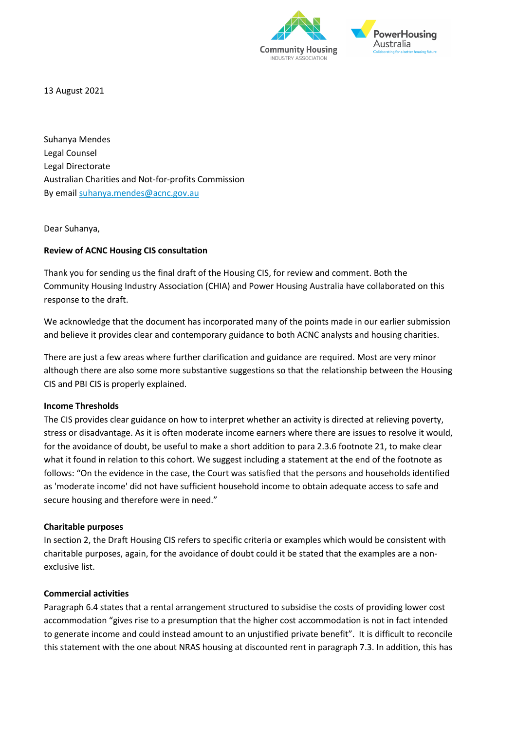13 August 2021

Suhanya Mendes
Legal Counsel
Legal Directorate
Australian Charities and Not-for-profits Commission
By email suhanya.mendes@acnc.gov.au

Dear Suhanya,

**Review of ACNC Housing CIS consultation**

Thank you for sending us the final draft of the Housing CIS, for review and comment. Both the Community Housing Industry Association (CHIA) and Power Housing Australia have collaborated on this response to the draft.

We acknowledge that the document has incorporated many of the points made in our earlier submission and believe it provides clear and contemporary guidance to both ACNC analysts and housing charities.

There are just a few areas where further clarification and guidance are required. Most are very minor although there are also some more substantive suggestions so that the relationship between the Housing CIS and PBI CIS is properly explained.

**Income Thresholds**

The CIS provides clear guidance on how to interpret whether an activity is directed at relieving poverty, stress or disadvantage. As it is often moderate income earners where there are issues to resolve it would, for the avoidance of doubt, be useful to make a short addition to para 2.3.6 footnote 21, to make clear what it found in relation to this cohort. We suggest including a statement at the end of the footnote as follows: "On the evidence in the case, the Court was satisfied that the persons and households identified as 'moderate income' did not have sufficient household income to obtain adequate access to safe and secure housing and therefore were in need."

**Charitable purposes**

In section 2, the Draft Housing CIS refers to specific criteria or examples which would be consistent with charitable purposes, again, for the avoidance of doubt could it be stated that the examples are a non-exclusive list.

**Commercial activities**

Paragraph 6.4 states that a rental arrangement structured to subsidise the costs of providing lower cost accommodation "gives rise to a presumption that the higher cost accommodation is not in fact intended to generate income and could instead amount to an unjustified private benefit". It is difficult to reconcile this statement with the one about NRAS housing at discounted rent in paragraph 7.3. In addition, this has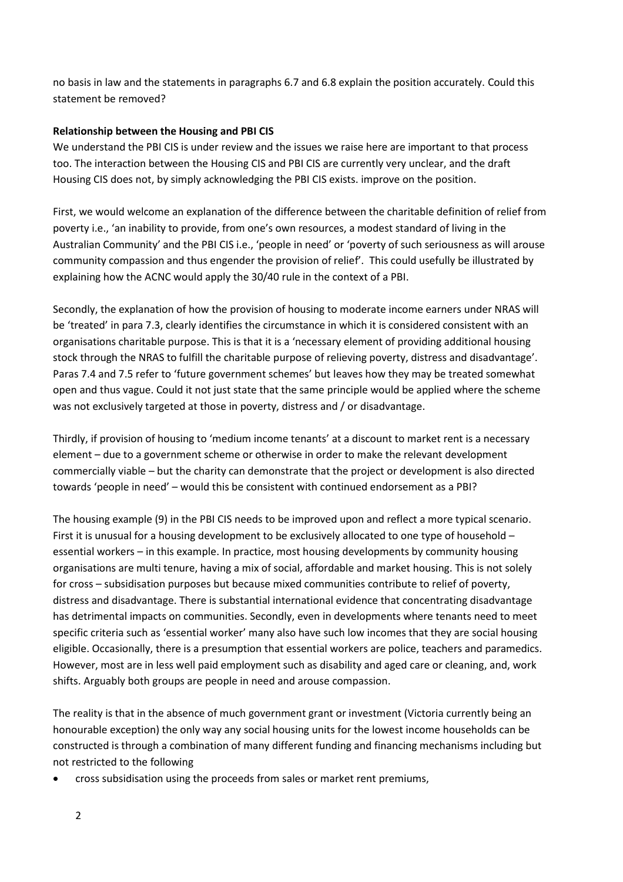no basis in law and the statements in paragraphs 6.7 and 6.8 explain the position accurately. Could this statement be removed?

**Relationship between the Housing and PBI CIS**

We understand the PBI CIS is under review and the issues we raise here are important to that process too. The interaction between the Housing CIS and PBI CIS are currently very unclear, and the draft Housing CIS does not, by simply acknowledging the PBI CIS exists. improve on the position.

First, we would welcome an explanation of the difference between the charitable definition of relief from poverty i.e., 'an inability to provide, from one's own resources, a modest standard of living in the Australian Community' and the PBI CIS i.e., 'people in need' or 'poverty of such seriousness as will arouse community compassion and thus engender the provision of relief'. This could usefully be illustrated by explaining how the ACNC would apply the 30/40 rule in the context of a PBI.

Secondly, the explanation of how the provision of housing to moderate income earners under NRAS will be 'treated' in para 7.3, clearly identifies the circumstance in which it is considered consistent with an organisations charitable purpose. This is that it is a 'necessary element of providing additional housing stock through the NRAS to fulfill the charitable purpose of relieving poverty, distress and disadvantage'. Paras 7.4 and 7.5 refer to 'future government schemes' but leaves how they may be treated somewhat open and thus vague. Could it not just state that the same principle would be applied where the scheme was not exclusively targeted at those in poverty, distress and / or disadvantage.

Thirdly, if provision of housing to 'medium income tenants' at a discount to market rent is a necessary element – due to a government scheme or otherwise in order to make the relevant development commercially viable – but the charity can demonstrate that the project or development is also directed towards 'people in need' – would this be consistent with continued endorsement as a PBI?

The housing example (9) in the PBI CIS needs to be improved upon and reflect a more typical scenario. First it is unusual for a housing development to be exclusively allocated to one type of household – essential workers – in this example. In practice, most housing developments by community housing organisations are multi tenure, having a mix of social, affordable and market housing. This is not solely for cross – subsidisation purposes but because mixed communities contribute to relief of poverty, distress and disadvantage. There is substantial international evidence that concentrating disadvantage has detrimental impacts on communities. Secondly, even in developments where tenants need to meet specific criteria such as 'essential worker' many also have such low incomes that they are social housing eligible. Occasionally, there is a presumption that essential workers are police, teachers and paramedics. However, most are in less well paid employment such as disability and aged care or cleaning, and, work shifts. Arguably both groups are people in need and arouse compassion.

The reality is that in the absence of much government grant or investment (Victoria currently being an honourable exception) the only way any social housing units for the lowest income households can be constructed is through a combination of many different funding and financing mechanisms including but not restricted to the following

- cross subsidisation using the proceeds from sales or market rent premiums,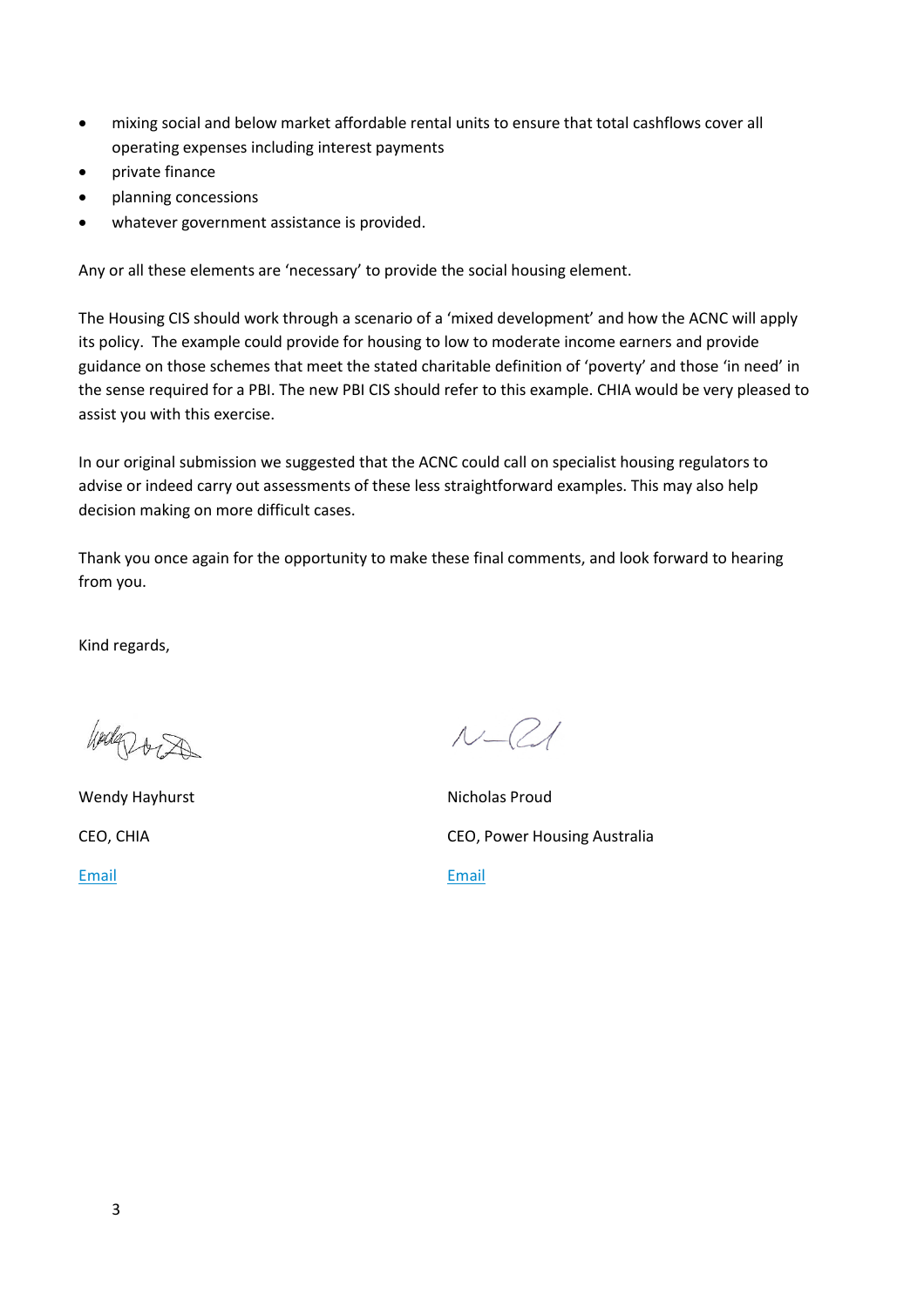- mixing social and below market affordable rental units to ensure that total cashflows cover all operating expenses including interest payments
- private finance
- planning concessions
- whatever government assistance is provided.

Any or all these elements are 'necessary' to provide the social housing element.

The Housing CIS should work through a scenario of a 'mixed development' and how the ACNC will apply its policy. The example could provide for housing to low to moderate income earners and provide guidance on those schemes that meet the stated charitable definition of 'poverty' and those 'in need' in the sense required for a PBI. The new PBI CIS should refer to this example. CHIA would be very pleased to assist you with this exercise.

In our original submission we suggested that the ACNC could call on specialist housing regulators to advise or indeed carry out assessments of these less straightforward examples. This may also help decision making on more difficult cases.

Thank you once again for the opportunity to make these final comments, and look forward to hearing from you.

Kind regards,

| | |
|---|---|
| Wendy Hayhurst | Nicholas Proud |
| CEO, CHIA | CEO, Power Housing Australia |
| Email | Email |